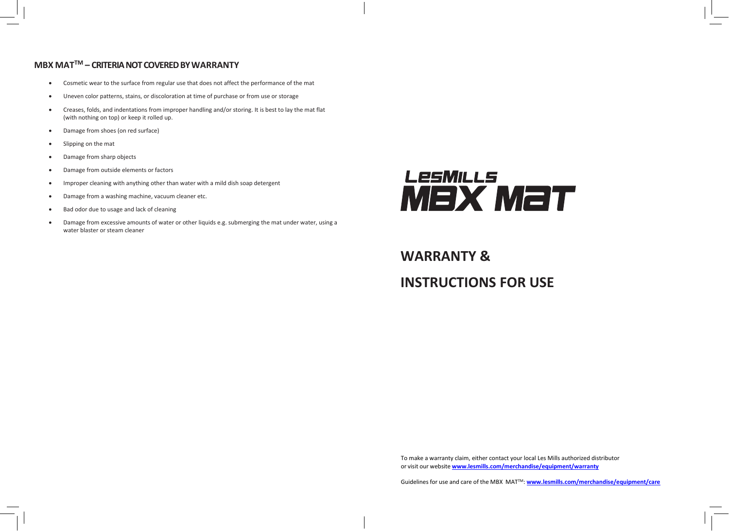## MBX MAT™ – CRITERIA NOT COVERED BY WARRANTY

- Cosmetic wear to the surface from regular use that does not affect the performance of the mat
- Uneven color patterns, stains, or discoloration at time of purchase or from use or storage
- Creases, folds, and indentations from improper handling and/or storing. It is best to lay the mat flat (with nothing on top) or keep it rolled up.
- Damage from shoes (on red surface)
- Slipping on the mat
- Damage from sharp objects
- Damage from outside elements or factors
- Improper cleaning with anything other than water with a mild dish soap detergent
- Damage from a washing machine, vacuum cleaner etc.
- Bad odor due to usage and lack of cleaning
- Damage from excessive amounts of water or other liquids e.g. submerging the mat under water, using a water blaster or steam cleaner

LESMILLS MBX MAT

# WARRANTY &

# INSTRUCTIONS FOR USE

To make a warranty claim, either contact your local Les Mills authorized distributor or visit our website **www.lesmills.com/merchandise/equipment/warranty**

Guidelines for use and care of the MBX MAT™: **www.lesmills.com/merchandise/equipment/care**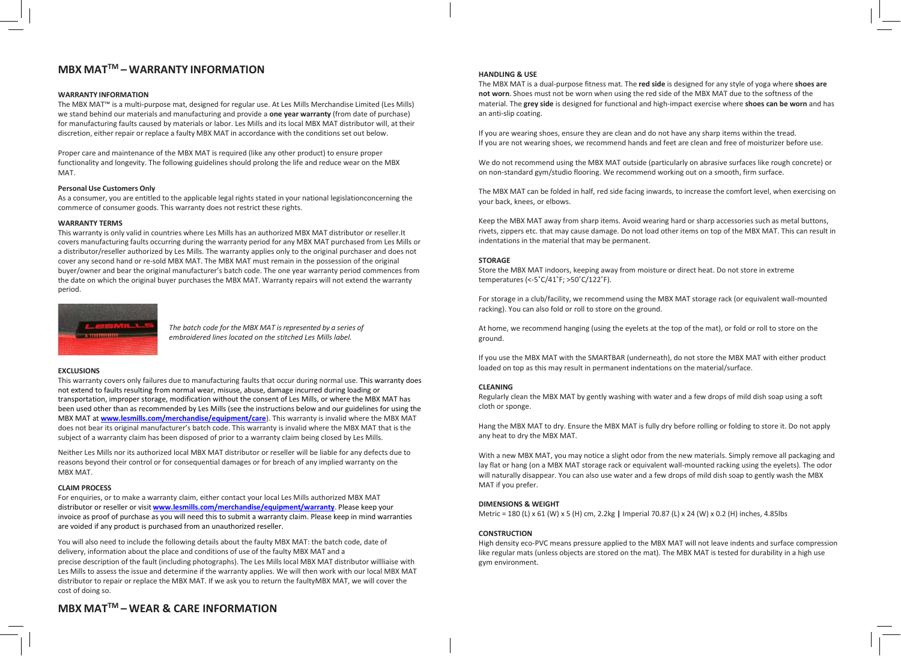# MBX MAT™ – WARRANTY INFORMATION

**WARRANTY INFORMATION**

The MBX MAT™ is a multi-purpose mat, designed for regular use. At Les Mills Merchandise Limited (Les Mills) we stand behind our materials and manufacturing and provide a **one year warranty** (from date of purchase) for manufacturing faults caused by materials or labor. Les Mills and its local MBX MAT distributor will, at their discretion, either repair or replace a faulty MBX MAT in accordance with the conditions set out below.

Proper care and maintenance of the MBX MAT is required (like any other product) to ensure proper functionality and longevity. The following guidelines should prolong the life and reduce wear on the MBX MAT.

**Personal Use Customers Only**

As a consumer, you are entitled to the applicable legal rights stated in your national legislationconcerning the commerce of consumer goods. This warranty does not restrict these rights.

**WARRANTY TERMS**

This warranty is only valid in countries where Les Mills has an authorized MBX MAT distributor or reseller.It covers manufacturing faults occurring during the warranty period for any MBX MAT purchased from Les Mills or a distributor/reseller authorized by Les Mills. The warranty applies only to the original purchaser and does not cover any second hand or re-sold MBX MAT. The MBX MAT must remain in the possession of the original buyer/owner and bear the original manufacturer's batch code. The one year warranty period commences from the date on which the original buyer purchases the MBX MAT. Warranty repairs will not extend the warranty period.

*The batch code for the MBX MAT is represented by a series of embroidered lines located on the stitched Les Mills label.*

**EXCLUSIONS**

This warranty covers only failures due to manufacturing faults that occur during normal use. This warranty does not extend to faults resulting from normal wear, misuse, abuse, damage incurred during loading or transportation, improper storage, modification without the consent of Les Mills, or where the MBX MAT has been used other than as recommended by Les Mills (see the instructions below and our guidelines for using the MBX MAT at **www.lesmills.com/merchandise/equipment/care**). This warranty is invalid where the MBX MAT does not bear its original manufacturer's batch code. This warranty is invalid where the MBX MAT that is the subject of a warranty claim has been disposed of prior to a warranty claim being closed by Les Mills.

Neither Les Mills nor its authorized local MBX MAT distributor or reseller will be liable for any defects due to reasons beyond their control or for consequential damages or for breach of any implied warranty on the MBX MAT.

**CLAIM PROCESS**

For enquiries, or to make a warranty claim, either contact your local Les Mills authorized MBX MAT distributor or reseller or visit **www.lesmills.com/merchandise/equipment/warranty**. Please keep your invoice as proof of purchase as you will need this to submit a warranty claim. Please keep in mind warranties are voided if any product is purchased from an unauthorized reseller.

You will also need to include the following details about the faulty MBX MAT: the batch code, date of delivery, information about the place and conditions of use of the faulty MBX MAT and a precise description of the fault (including photographs). The Les Mills local MBX MAT distributor willliaise with Les Mills to assess the issue and determine if the warranty applies. We will then work with our local MBX MAT distributor to repair or replace the MBX MAT. If we ask you to return the faultyMBX MAT, we will cover the cost of doing so.

# MBX MAT™ – WEAR & CARE INFORMATION

**HANDLING & USE**

The MBX MAT is a dual-purpose fitness mat. The **red side** is designed for any style of yoga where **shoes are not worn**. Shoes must not be worn when using the red side of the MBX MAT due to the softness of the material. The **grey side** is designed for functional and high-impact exercise where **shoes can be worn** and has an anti-slip coating.

If you are wearing shoes, ensure they are clean and do not have any sharp items within the tread.
If you are not wearing shoes, we recommend hands and feet are clean and free of moisturizer before use.

We do not recommend using the MBX MAT outside (particularly on abrasive surfaces like rough concrete) or on non-standard gym/studio flooring. We recommend working out on a smooth, firm surface.

The MBX MAT can be folded in half, red side facing inwards, to increase the comfort level, when exercising on your back, knees, or elbows.

Keep the MBX MAT away from sharp items. Avoid wearing hard or sharp accessories such as metal buttons, rivets, zippers etc. that may cause damage. Do not load other items on top of the MBX MAT. This can result in indentations in the material that may be permanent.

**STORAGE**

Store the MBX MAT indoors, keeping away from moisture or direct heat. Do not store in extreme temperatures (<-5˚C/41˚F; >50˚C/122˚F).

For storage in a club/facility, we recommend using the MBX MAT storage rack (or equivalent wall-mounted racking). You can also fold or roll to store on the ground.

At home, we recommend hanging (using the eyelets at the top of the mat), or fold or roll to store on the ground.

If you use the MBX MAT with the SMARTBAR (underneath), do not store the MBX MAT with either product loaded on top as this may result in permanent indentations on the material/surface.

**CLEANING**

Regularly clean the MBX MAT by gently washing with water and a few drops of mild dish soap using a soft cloth or sponge.

Hang the MBX MAT to dry. Ensure the MBX MAT is fully dry before rolling or folding to store it. Do not apply any heat to dry the MBX MAT.

With a new MBX MAT, you may notice a slight odor from the new materials. Simply remove all packaging and lay flat or hang (on a MBX MAT storage rack or equivalent wall-mounted racking using the eyelets). The odor will naturally disappear. You can also use water and a few drops of mild dish soap to gently wash the MBX MAT if you prefer.

**DIMENSIONS & WEIGHT**

Metric = 180 (L) x 61 (W) x 5 (H) cm, 2.2kg **|** Imperial 70.87 (L) x 24 (W) x 0.2 (H) inches, 4.85lbs

**CONSTRUCTION**

High density eco-PVC means pressure applied to the MBX MAT will not leave indents and surface compression like regular mats (unless objects are stored on the mat). The MBX MAT is tested for durability in a high use gym environment.